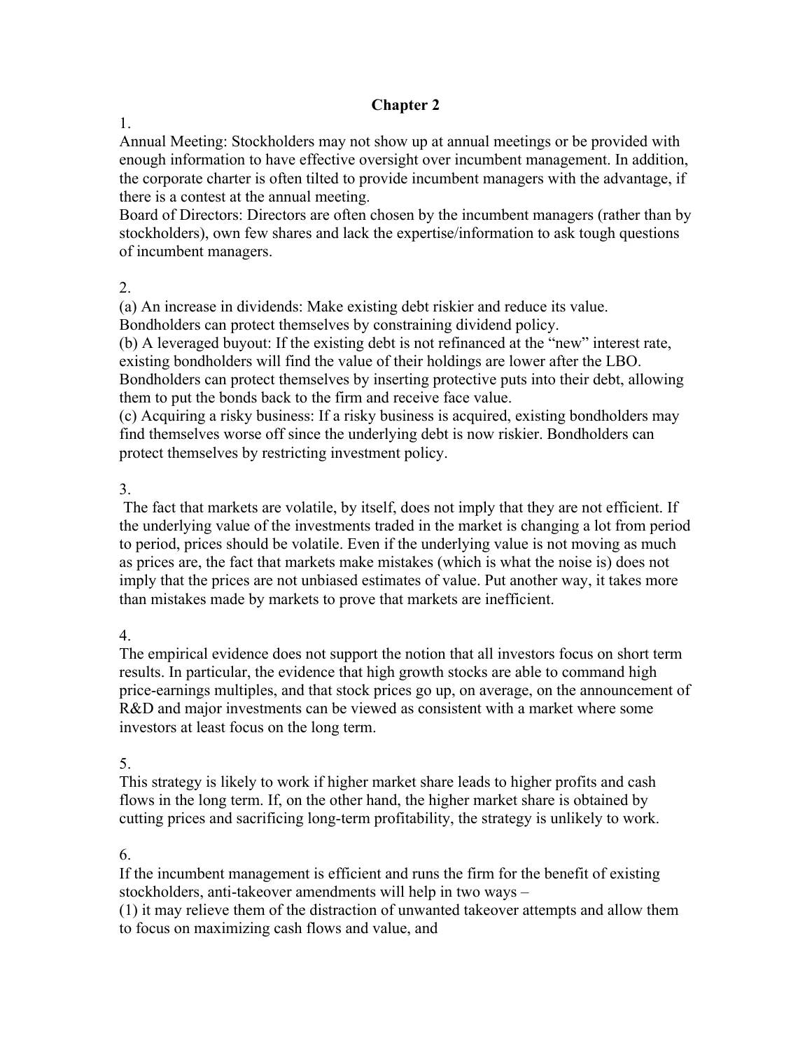# Chapter 2

1.

Annual Meeting: Stockholders may not show up at annual meetings or be provided with enough information to have effective oversight over incumbent management. In addition, the corporate charter is often tilted to provide incumbent managers with the advantage, if there is a contest at the annual meeting.

Board of Directors: Directors are often chosen by the incumbent managers (rather than by stockholders), own few shares and lack the expertise/information to ask tough questions of incumbent managers.

2.

(a) An increase in dividends: Make existing debt riskier and reduce its value. Bondholders can protect themselves by constraining dividend policy.

(b) A leveraged buyout: If the existing debt is not refinanced at the "new" interest rate, existing bondholders will find the value of their holdings are lower after the LBO. Bondholders can protect themselves by inserting protective puts into their debt, allowing them to put the bonds back to the firm and receive face value.

(c) Acquiring a risky business: If a risky business is acquired, existing bondholders may find themselves worse off since the underlying debt is now riskier. Bondholders can protect themselves by restricting investment policy.

3.

The fact that markets are volatile, by itself, does not imply that they are not efficient. If the underlying value of the investments traded in the market is changing a lot from period to period, prices should be volatile. Even if the underlying value is not moving as much as prices are, the fact that markets make mistakes (which is what the noise is) does not imply that the prices are not unbiased estimates of value. Put another way, it takes more than mistakes made by markets to prove that markets are inefficient.

4.

The empirical evidence does not support the notion that all investors focus on short term results. In particular, the evidence that high growth stocks are able to command high price-earnings multiples, and that stock prices go up, on average, on the announcement of R&D and major investments can be viewed as consistent with a market where some investors at least focus on the long term.

5.

This strategy is likely to work if higher market share leads to higher profits and cash flows in the long term. If, on the other hand, the higher market share is obtained by cutting prices and sacrificing long-term profitability, the strategy is unlikely to work.

6.

If the incumbent management is efficient and runs the firm for the benefit of existing stockholders, anti-takeover amendments will help in two ways –

(1) it may relieve them of the distraction of unwanted takeover attempts and allow them to focus on maximizing cash flows and value, and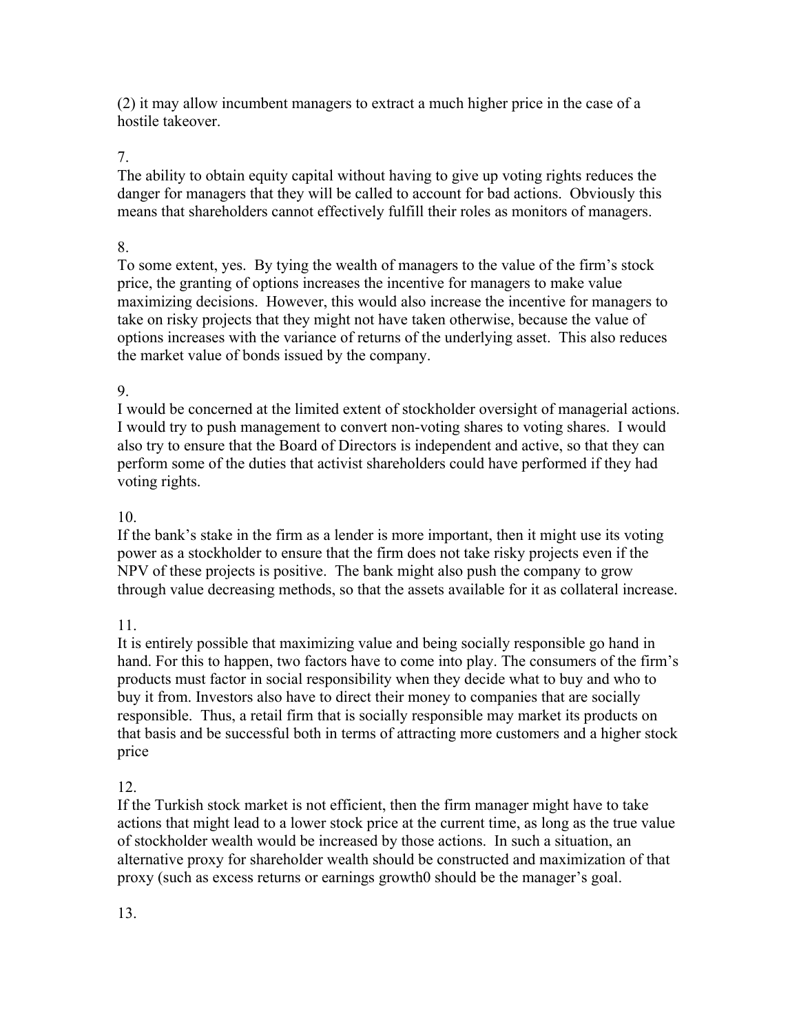(2) it may allow incumbent managers to extract a much higher price in the case of a hostile takeover.

7.

The ability to obtain equity capital without having to give up voting rights reduces the danger for managers that they will be called to account for bad actions. Obviously this means that shareholders cannot effectively fulfill their roles as monitors of managers.

8.

To some extent, yes. By tying the wealth of managers to the value of the firm's stock price, the granting of options increases the incentive for managers to make value maximizing decisions. However, this would also increase the incentive for managers to take on risky projects that they might not have taken otherwise, because the value of options increases with the variance of returns of the underlying asset. This also reduces the market value of bonds issued by the company.

9.

I would be concerned at the limited extent of stockholder oversight of managerial actions. I would try to push management to convert non-voting shares to voting shares. I would also try to ensure that the Board of Directors is independent and active, so that they can perform some of the duties that activist shareholders could have performed if they had voting rights.

10.

If the bank's stake in the firm as a lender is more important, then it might use its voting power as a stockholder to ensure that the firm does not take risky projects even if the NPV of these projects is positive. The bank might also push the company to grow through value decreasing methods, so that the assets available for it as collateral increase.

11.

It is entirely possible that maximizing value and being socially responsible go hand in hand. For this to happen, two factors have to come into play. The consumers of the firm's products must factor in social responsibility when they decide what to buy and who to buy it from. Investors also have to direct their money to companies that are socially responsible. Thus, a retail firm that is socially responsible may market its products on that basis and be successful both in terms of attracting more customers and a higher stock price

12.

If the Turkish stock market is not efficient, then the firm manager might have to take actions that might lead to a lower stock price at the current time, as long as the true value of stockholder wealth would be increased by those actions. In such a situation, an alternative proxy for shareholder wealth should be constructed and maximization of that proxy (such as excess returns or earnings growth0 should be the manager's goal.

13.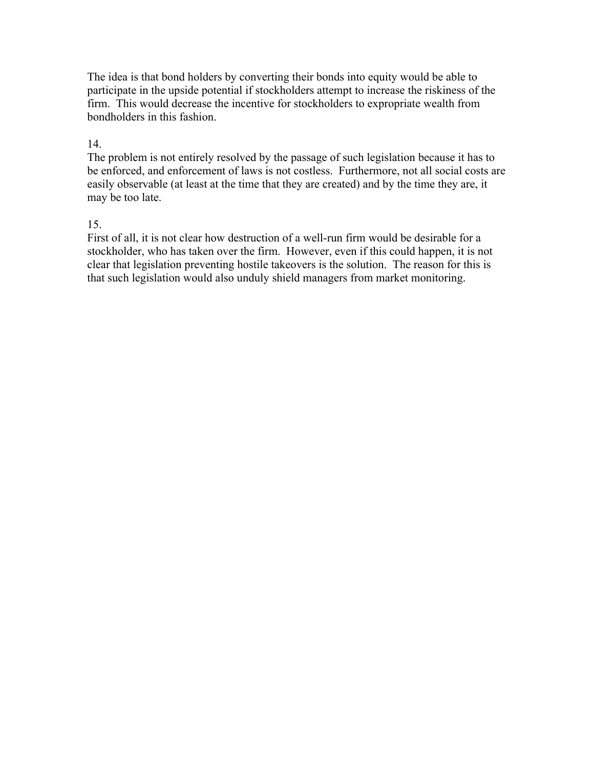The idea is that bond holders by converting their bonds into equity would be able to participate in the upside potential if stockholders attempt to increase the riskiness of the firm. This would decrease the incentive for stockholders to expropriate wealth from bondholders in this fashion.

14.

The problem is not entirely resolved by the passage of such legislation because it has to be enforced, and enforcement of laws is not costless. Furthermore, not all social costs are easily observable (at least at the time that they are created) and by the time they are, it may be too late.

15.

First of all, it is not clear how destruction of a well-run firm would be desirable for a stockholder, who has taken over the firm. However, even if this could happen, it is not clear that legislation preventing hostile takeovers is the solution. The reason for this is that such legislation would also unduly shield managers from market monitoring.